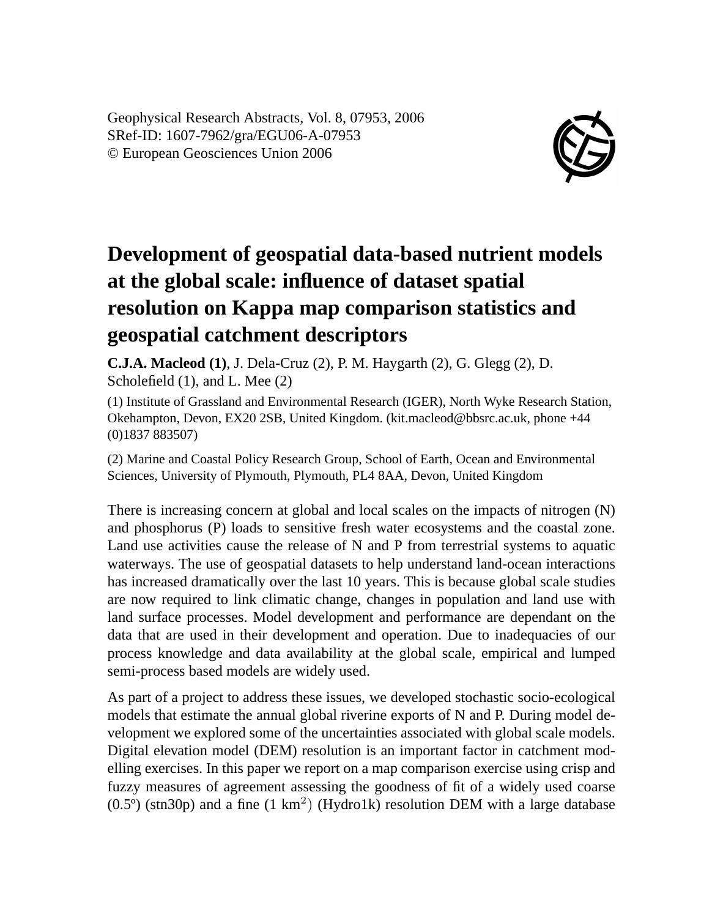Geophysical Research Abstracts, Vol. 8, 07953, 2006
SRef-ID: 1607-7962/gra/EGU06-A-07953
© European Geosciences Union 2006

# Development of geospatial data-based nutrient models at the global scale: influence of dataset spatial resolution on Kappa map comparison statistics and geospatial catchment descriptors

**C.J.A. Macleod (1)**, J. Dela-Cruz (2), P. M. Haygarth (2), G. Glegg (2), D. Scholefield (1), and L. Mee (2)

(1) Institute of Grassland and Environmental Research (IGER), North Wyke Research Station, Okehampton, Devon, EX20 2SB, United Kingdom. (kit.macleod@bbsrc.ac.uk, phone +44 (0)1837 883507)

(2) Marine and Coastal Policy Research Group, School of Earth, Ocean and Environmental Sciences, University of Plymouth, Plymouth, PL4 8AA, Devon, United Kingdom

There is increasing concern at global and local scales on the impacts of nitrogen (N) and phosphorus (P) loads to sensitive fresh water ecosystems and the coastal zone. Land use activities cause the release of N and P from terrestrial systems to aquatic waterways. The use of geospatial datasets to help understand land-ocean interactions has increased dramatically over the last 10 years. This is because global scale studies are now required to link climatic change, changes in population and land use with land surface processes. Model development and performance are dependant on the data that are used in their development and operation. Due to inadequacies of our process knowledge and data availability at the global scale, empirical and lumped semi-process based models are widely used.

As part of a project to address these issues, we developed stochastic socio-ecological models that estimate the annual global riverine exports of N and P. During model development we explored some of the uncertainties associated with global scale models. Digital elevation model (DEM) resolution is an important factor in catchment modelling exercises. In this paper we report on a map comparison exercise using crisp and fuzzy measures of agreement assessing the goodness of fit of a widely used coarse (0.5º) (stn30p) and a fine (1 $km^2$) (Hydro1k) resolution DEM with a large database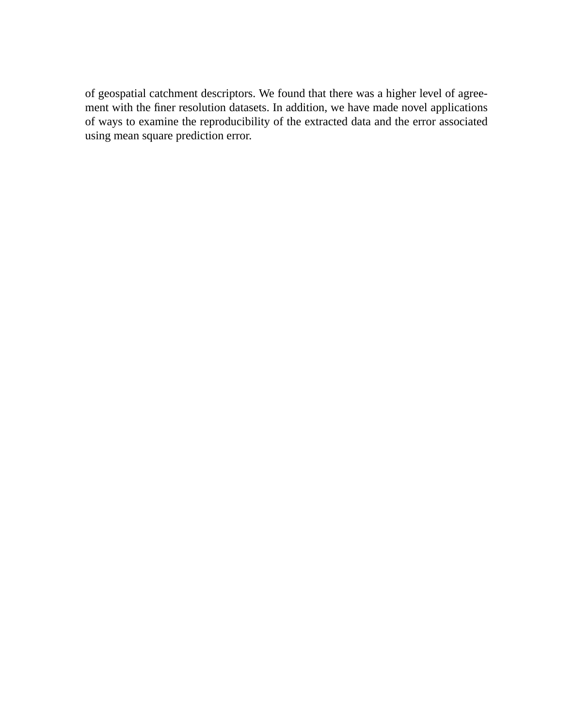of geospatial catchment descriptors. We found that there was a higher level of agreement with the finer resolution datasets. In addition, we have made novel applications of ways to examine the reproducibility of the extracted data and the error associated using mean square prediction error.